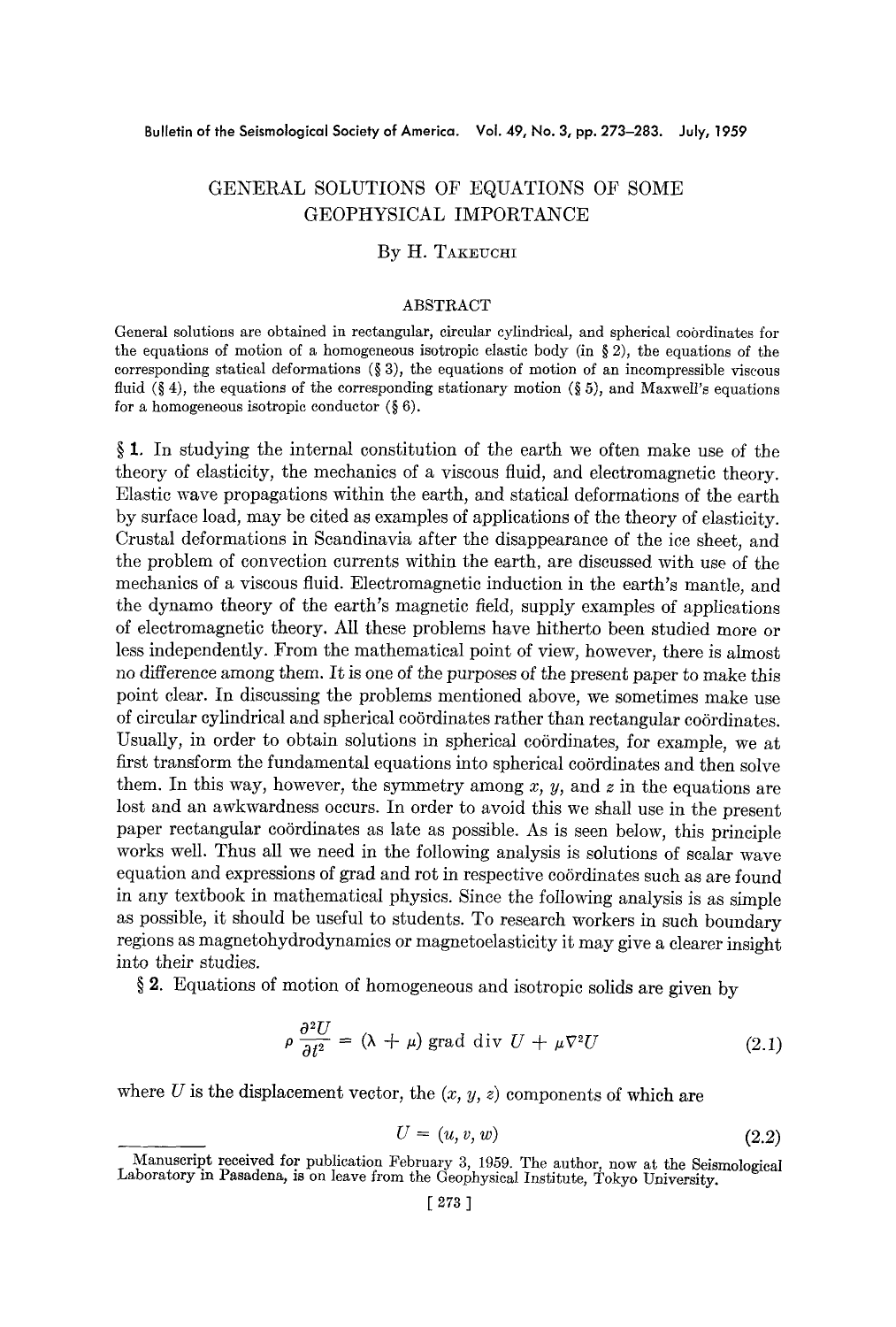# GENERAL SOLUTIONS OF EQUATIONS OF SOME GEOPHYSICAL IMPORTANCE

By H. Takeuchi

## ABSTRACT

General solutions are obtained in rectangular, circular cylindrical, and spherical coördinates for the equations of motion of a homogeneous isotropic elastic body (in § 2), the equations of the corresponding statical deformations (§ 3), the equations of motion of an incompressible viscous fluid (§ 4), the equations of the corresponding stationary motion (§ 5), and Maxwell's equations for a homogeneous isotropic conductor (§ 6).

**§ 1.** In studying the internal constitution of the earth we often make use of the theory of elasticity, the mechanics of a viscous fluid, and electromagnetic theory. Elastic wave propagations within the earth, and statical deformations of the earth by surface load, may be cited as examples of applications of the theory of elasticity. Crustal deformations in Scandinavia after the disappearance of the ice sheet, and the problem of convection currents within the earth, are discussed with use of the mechanics of a viscous fluid. Electromagnetic induction in the earth's mantle, and the dynamo theory of the earth's magnetic field, supply examples of applications of electromagnetic theory. All these problems have hitherto been studied more or less independently. From the mathematical point of view, however, there is almost no difference among them. It is one of the purposes of the present paper to make this point clear. In discussing the problems mentioned above, we sometimes make use of circular cylindrical and spherical coördinates rather than rectangular coördinates. Usually, in order to obtain solutions in spherical coördinates, for example, we at first transform the fundamental equations into spherical coördinates and then solve them. In this way, however, the symmetry among $x$, $y$, and $z$ in the equations are lost and an awkwardness occurs. In order to avoid this we shall use in the present paper rectangular coördinates as late as possible. As is seen below, this principle works well. Thus all we need in the following analysis is solutions of scalar wave equation and expressions of grad and rot in respective coördinates such as are found in any textbook in mathematical physics. Since the following analysis is as simple as possible, it should be useful to students. To research workers in such boundary regions as magnetohydrodynamics or magnetoelasticity it may give a clearer insight into their studies.

**§ 2.** Equations of motion of homogeneous and isotropic solids are given by

$$\rho \frac{\partial^2 U}{\partial t^2} = (\lambda + \mu) \operatorname{grad} \operatorname{div} U + \mu \nabla^2 U \tag{2.1}$$

where $U$ is the displacement vector, the $(x, y, z)$ components of which are

$$U = (u, v, w) \tag{2.2}$$

Manuscript received for publication February 3, 1959. The author, now at the Seismological Laboratory in Pasadena, is on leave from the Geophysical Institute, Tokyo University.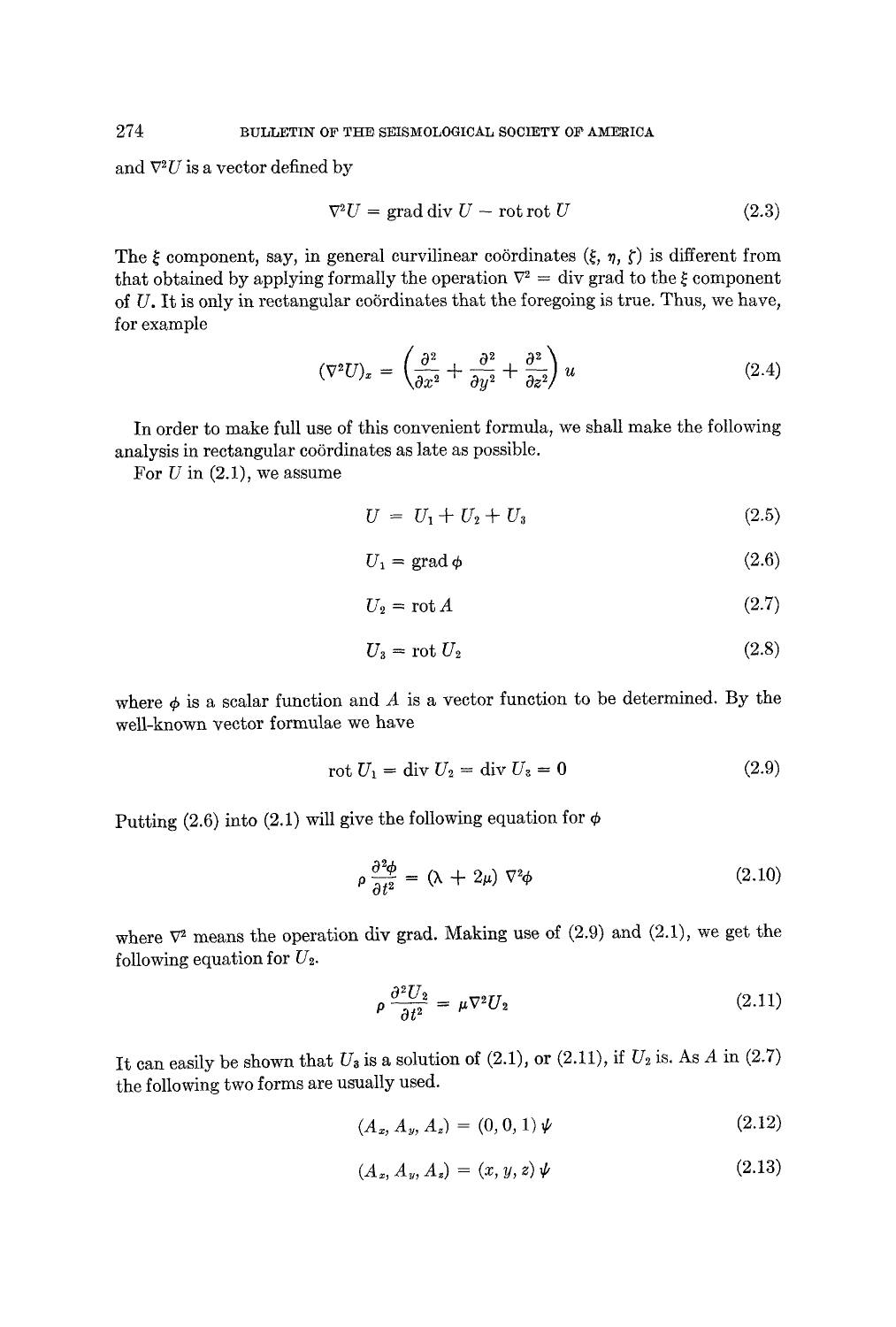and $\nabla^2 U$ is a vector defined by

$$\nabla^2 U = \text{grad div } U - \text{rot rot } U \tag{2.3}$$

The $\xi$ component, say, in general curvilinear coördinates $(\xi, \eta, \zeta)$ is different from that obtained by applying formally the operation $\nabla^2 = \text{div grad}$ to the $\xi$ component of $U$. It is only in rectangular coördinates that the foregoing is true. Thus, we have, for example

$$(\nabla^2 U)_x = \left(\frac{\partial^2}{\partial x^2} + \frac{\partial^2}{\partial y^2} + \frac{\partial^2}{\partial z^2}\right) u \tag{2.4}$$

In order to make full use of this convenient formula, we shall make the following analysis in rectangular coördinates as late as possible.

For $U$ in (2.1), we assume

$$U = U_1 + U_2 + U_3 \tag{2.5}$$

$$U_1 = \text{grad } \phi \tag{2.6}$$

$$U_2 = \text{rot } A \tag{2.7}$$

$$U_3 = \text{rot } U_2 \tag{2.8}$$

where $\phi$ is a scalar function and $A$ is a vector function to be determined. By the well-known vector formulae we have

$$\text{rot } U_1 = \text{div } U_2 = \text{div } U_3 = 0 \tag{2.9}$$

Putting (2.6) into (2.1) will give the following equation for $\phi$

$$\rho \frac{\partial^2 \phi}{\partial t^2} = (\lambda + 2\mu) \nabla^2 \phi \tag{2.10}$$

where $\nabla^2$ means the operation div grad. Making use of (2.9) and (2.1), we get the following equation for $U_2$.

$$\rho \frac{\partial^2 U_2}{\partial t^2} = \mu \nabla^2 U_2 \tag{2.11}$$

It can easily be shown that $U_3$ is a solution of (2.1), or (2.11), if $U_2$ is. As $A$ in (2.7) the following two forms are usually used.

$$(A_x, A_y, A_z) = (0, 0, 1)\, \psi \tag{2.12}$$

$$(A_x, A_y, A_z) = (x, y, z)\, \psi \tag{2.13}$$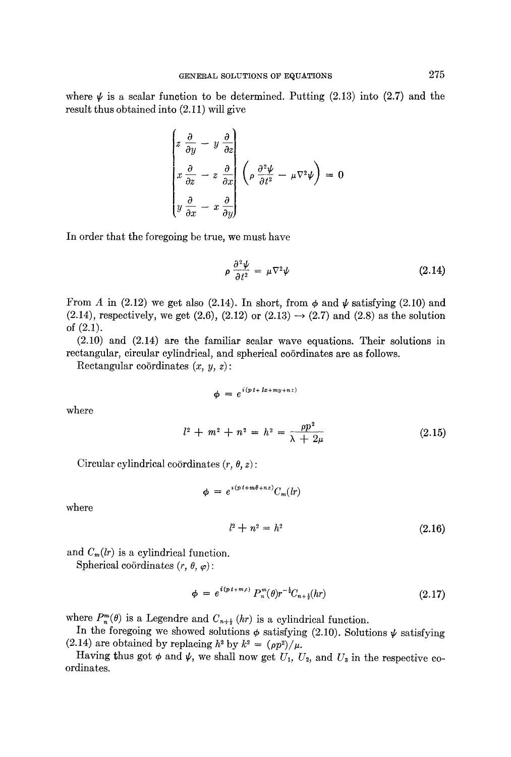where $\psi$ is a scalar function to be determined. Putting (2.13) into (2.7) and the result thus obtained into (2.11) will give

$$\begin{Bmatrix} z \dfrac{\partial}{\partial y} - y \dfrac{\partial}{\partial z} \\[2ex] x \dfrac{\partial}{\partial z} - z \dfrac{\partial}{\partial x} \\[2ex] y \dfrac{\partial}{\partial x} - x \dfrac{\partial}{\partial y} \end{Bmatrix} \left( \rho \frac{\partial^2 \psi}{\partial t^2} - \mu \nabla^2 \psi \right) = 0$$

In order that the foregoing be true, we must have

$$\rho \frac{\partial^2 \psi}{\partial t^2} = \mu \nabla^2 \psi \tag{2.14}$$

From $A$ in (2.12) we get also (2.14). In short, from $\phi$ and $\psi$ satisfying (2.10) and (2.14), respectively, we get (2.6), (2.12) or (2.13) $\rightarrow$ (2.7) and (2.8) as the solution of (2.1).

(2.10) and (2.14) are the familiar scalar wave equations. Their solutions in rectangular, circular cylindrical, and spherical coördinates are as follows.

Rectangular coördinates $(x, y, z)$:

$$\phi = e^{i(pt + lx + my + nz)}$$

where

$$l^2 + m^2 + n^2 = h^2 = \frac{\rho p^2}{\lambda + 2\mu} \tag{2.15}$$

Circular cylindrical coördinates $(r, \theta, z)$:

$$\phi = e^{i(pt + m\theta + nz)} C_m(lr)$$

where

$$l^2 + n^2 = h^2 \tag{2.16}$$

and $C_m(lr)$ is a cylindrical function.

Spherical coördinates $(r, \theta, \varphi)$:

$$\phi = e^{i(pt + m\varphi)} P_n^m(\theta) r^{-\frac{1}{2}} C_{n+\frac{1}{2}}(hr) \tag{2.17}$$

where $P_n^m(\theta)$ is a Legendre and $C_{n+\frac{1}{2}}(hr)$ is a cylindrical function.

In the foregoing we showed solutions $\phi$ satisfying (2.10). Solutions $\psi$ satisfying (2.14) are obtained by replacing $h^2$ by $k^2 = (\rho p^2)/\mu$.

Having thus got $\phi$ and $\psi$, we shall now get $U_1$, $U_2$, and $U_3$ in the respective coördinates.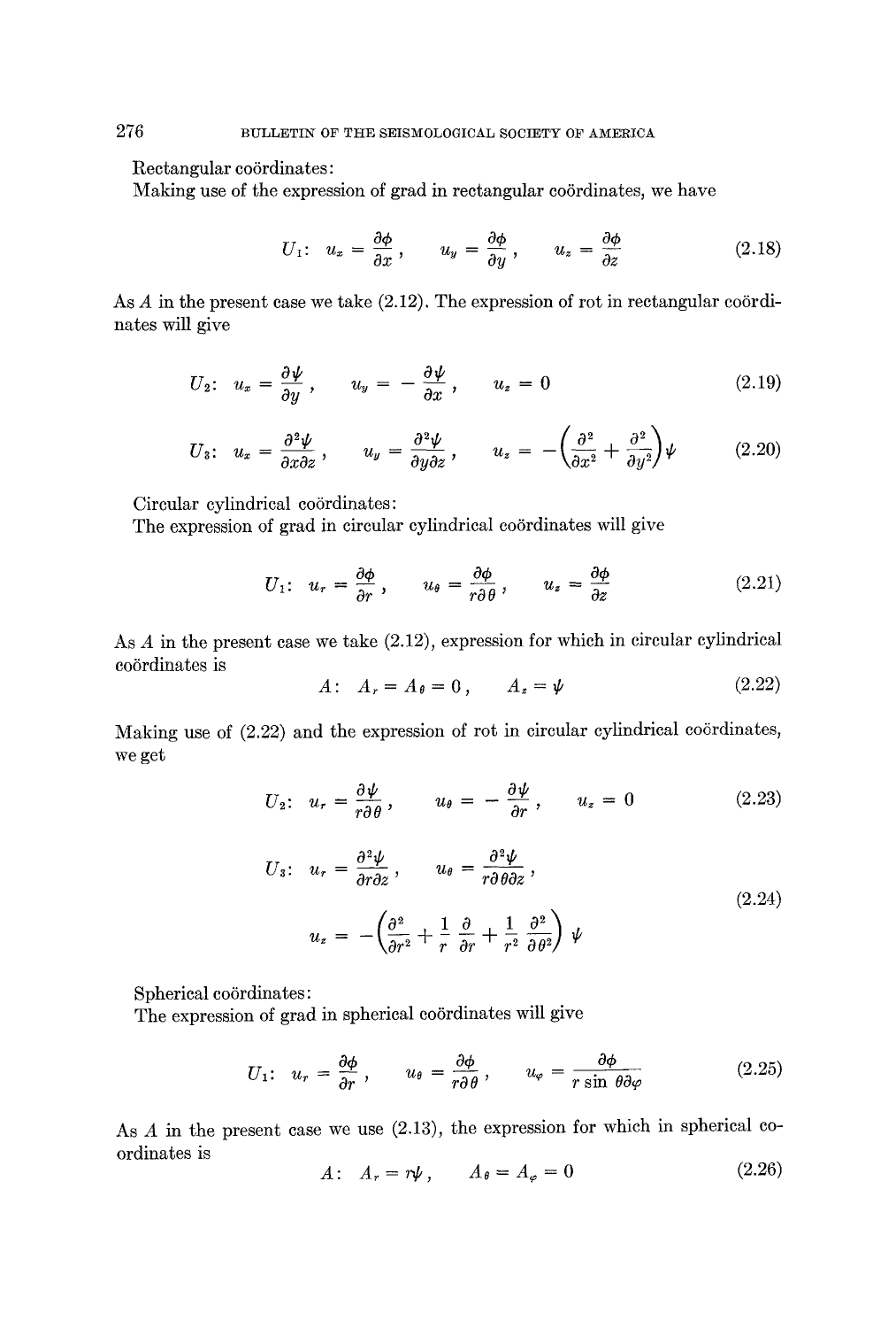Rectangular coördinates:

Making use of the expression of grad in rectangular coördinates, we have

$$U_1: \quad u_x = \frac{\partial \phi}{\partial x}, \qquad u_y = \frac{\partial \phi}{\partial y}, \qquad u_z = \frac{\partial \phi}{\partial z} \tag{2.18}$$

As $A$ in the present case we take (2.12). The expression of rot in rectangular coördinates will give

$$U_2: \quad u_x = \frac{\partial \psi}{\partial y}, \qquad u_y = -\frac{\partial \psi}{\partial x}, \qquad u_z = 0 \tag{2.19}$$

$$U_3: \quad u_x = \frac{\partial^2 \psi}{\partial x \partial z}, \qquad u_y = \frac{\partial^2 \psi}{\partial y \partial z}, \qquad u_z = -\left(\frac{\partial^2}{\partial x^2} + \frac{\partial^2}{\partial y^2}\right)\psi \tag{2.20}$$

Circular cylindrical coördinates:

The expression of grad in circular cylindrical coördinates will give

$$U_1: \quad u_r = \frac{\partial \phi}{\partial r}, \qquad u_\theta = \frac{\partial \phi}{r \partial \theta}, \qquad u_z = \frac{\partial \phi}{\partial z} \tag{2.21}$$

As $A$ in the present case we take (2.12), expression for which in circular cylindrical coördinates is

$$A: \quad A_r = A_\theta = 0, \qquad A_z = \psi \tag{2.22}$$

Making use of (2.22) and the expression of rot in circular cylindrical coördinates, we get

$$U_2: \quad u_r = \frac{\partial \psi}{r \partial \theta}, \qquad u_\theta = -\frac{\partial \psi}{\partial r}, \qquad u_z = 0 \tag{2.23}$$

$$U_3: \quad u_r = \frac{\partial^2 \psi}{\partial r \partial z}, \qquad u_\theta = \frac{\partial^2 \psi}{r \partial \theta \partial z},$$

$$u_z = -\left(\frac{\partial^2}{\partial r^2} + \frac{1}{r}\frac{\partial}{\partial r} + \frac{1}{r^2}\frac{\partial^2}{\partial \theta^2}\right)\psi \tag{2.24}$$

Spherical coördinates:

The expression of grad in spherical coördinates will give

$$U_1: \quad u_r = \frac{\partial \phi}{\partial r}, \qquad u_\theta = \frac{\partial \phi}{r \partial \theta}, \qquad u_\varphi = \frac{\partial \phi}{r \sin \theta \partial \varphi} \tag{2.25}$$

As $A$ in the present case we use (2.13), the expression for which in spherical coordinates is

$$A: \quad A_r = r\psi, \qquad A_\theta = A_\varphi = 0 \tag{2.26}$$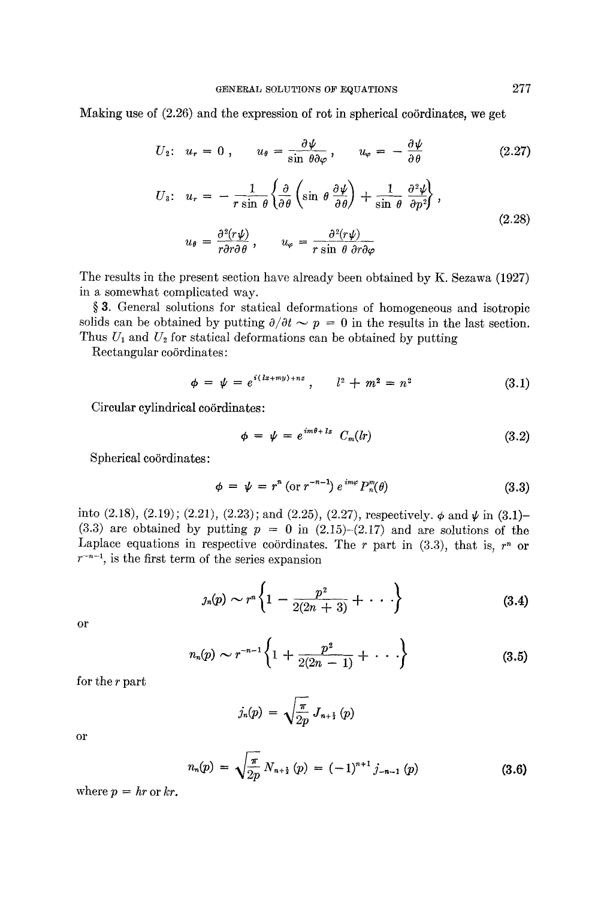Making use of (2.26) and the expression of rot in spherical coördinates, we get

$$U_2:\quad u_r = 0\,,\qquad u_\theta = \frac{\partial \psi}{\sin\theta\partial\varphi}\,,\qquad u_\varphi = -\frac{\partial\psi}{\partial\theta} \tag{2.27}$$

$$U_3:\quad u_r = -\frac{1}{r\sin\theta}\left\{\frac{\partial}{\partial\theta}\left(\sin\theta\frac{\partial\psi}{\partial\theta}\right) + \frac{1}{\sin\theta}\frac{\partial^2\psi}{\partial p^2}\right\}\,,$$

$$u_\theta = \frac{\partial^2(r\psi)}{r\partial r\partial\theta}\,,\qquad u_\varphi = \frac{\partial^2(r\psi)}{r\sin\theta\,\partial r\partial\varphi} \tag{2.28}$$

The results in the present section have already been obtained by K. Sezawa (1927) in a somewhat complicated way.

§ 3. General solutions for statical deformations of homogeneous and isotropic solids can be obtained by putting $\partial/\partial t \sim p = 0$ in the results in the last section. Thus $U_1$ and $U_2$ for statical deformations can be obtained by putting

Rectangular coördinates:

$$\phi = \psi = e^{i(lx+my)+nz}\,,\qquad l^2 + m^2 = n^2 \tag{3.1}$$

Circular cylindrical coördinates:

$$\phi = \psi = e^{im\theta + lz}\, C_m(lr) \tag{3.2}$$

Spherical coördinates:

$$\phi = \psi = r^n\ (\text{or } r^{-n-1})\, e^{im\varphi} P_n^m(\theta) \tag{3.3}$$

into (2.18), (2.19); (2.21), (2.23); and (2.25), (2.27), respectively. $\phi$ and $\psi$ in (3.1)–(3.3) are obtained by putting $p = 0$ in (2.15)–(2.17) and are solutions of the Laplace equations in respective coördinates. The $r$ part in (3.3), that is, $r^n$ or $r^{-n-1}$, is the first term of the series expansion

$$j_n(p) \sim r^n\left\{1 - \frac{p^2}{2(2n+3)} + \cdots\right\} \tag{3.4}$$

or

$$n_n(p) \sim r^{-n-1}\left\{1 + \frac{p^2}{2(2n-1)} + \cdots\right\} \tag{3.5}$$

for the $r$ part

$$j_n(p) = \sqrt{\frac{\pi}{2p}}\, J_{n+\frac{1}{2}}(p)$$

or

$$n_n(p) = \sqrt{\frac{\pi}{2p}}\, N_{n+\frac{1}{2}}(p) = (-1)^{n+1} j_{-n-1}(p) \tag{3.6}$$

where $p = hr$ or $kr$.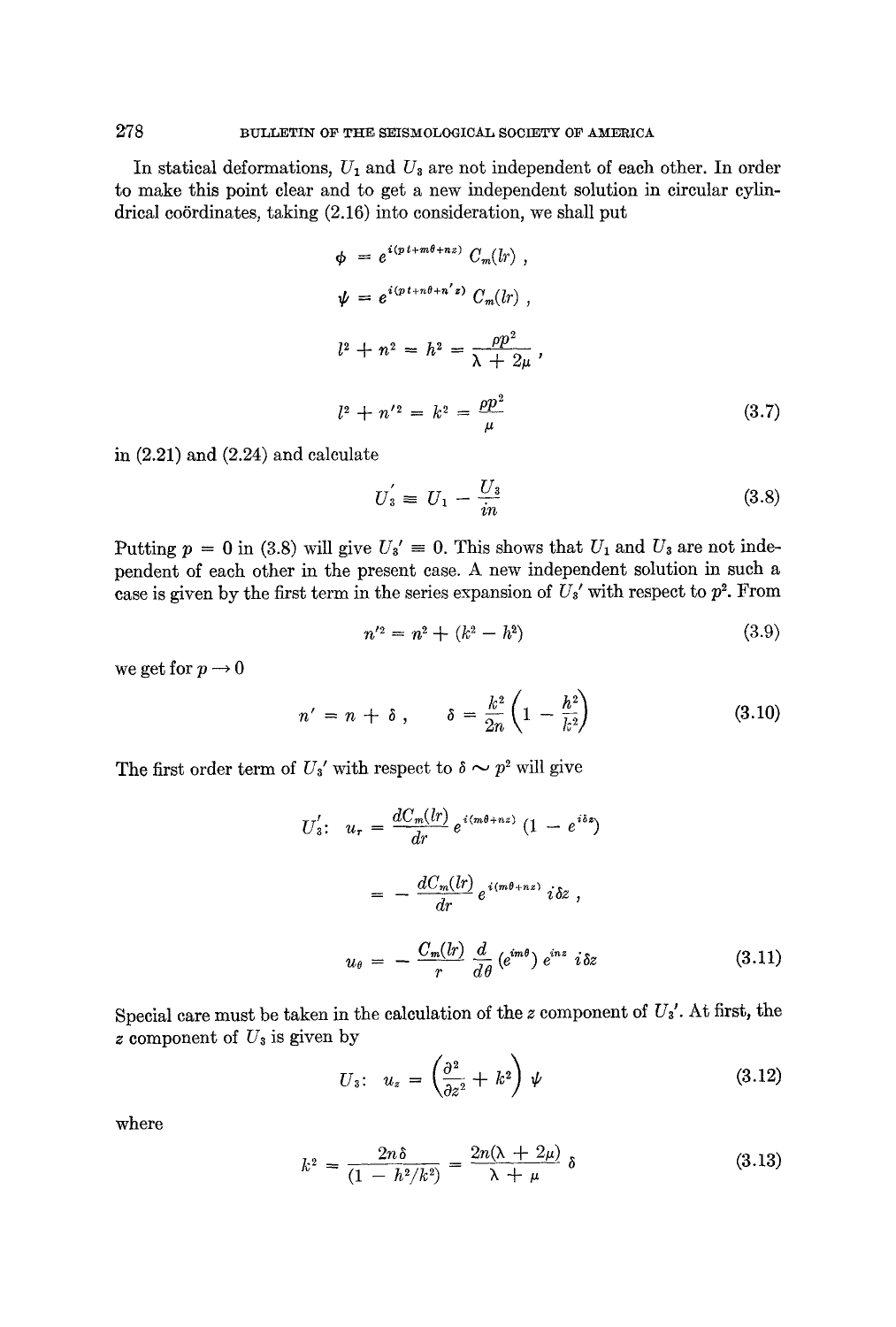In statical deformations, $U_1$ and $U_3$ are not independent of each other. In order to make this point clear and to get a new independent solution in circular cylindrical coördinates, taking (2.16) into consideration, we shall put

$$
\begin{aligned}
\phi &= e^{i(pt+m\theta+nz)}\, C_m(lr) \,, \\
\psi &= e^{i(pt+n\theta+n'z)}\, C_m(lr) \,, \\
l^2 + n^2 &= h^2 = \frac{\rho p^2}{\lambda + 2\mu} \,, \\
l^2 + n'^2 &= k^2 = \frac{\rho p^2}{\mu}
\end{aligned}
\tag{3.7}
$$

in (2.21) and (2.24) and calculate

$$
U_3' \equiv U_1 - \frac{U_3}{in} \tag{3.8}
$$

Putting $p = 0$ in (3.8) will give $U_3' \equiv 0$. This shows that $U_1$ and $U_3$ are not independent of each other in the present case. A new independent solution in such a case is given by the first term in the series expansion of $U_3'$ with respect to $p^2$. From

$$
n'^2 = n^2 + (k^2 - h^2) \tag{3.9}
$$

we get for $p \to 0$

$$
n' = n + \delta \,, \qquad \delta = \frac{k^2}{2n}\left(1 - \frac{h^2}{k^2}\right) \tag{3.10}
$$

The first order term of $U_3'$ with respect to $\delta \sim p^2$ will give

$$
\begin{aligned}
U_3'\colon \quad u_r &= \frac{dC_m(lr)}{dr}\, e^{i(m\theta+nz)}\,(1 - e^{i\delta z}) \\
&= -\frac{dC_m(lr)}{dr}\, e^{i(m\theta+nz)}\, i\delta z \,, \\
u_\theta &= -\frac{C_m(lr)}{r}\, \frac{d}{d\theta}\,(e^{im\theta})\, e^{inz}\, i\delta z
\end{aligned}
\tag{3.11}
$$

Special care must be taken in the calculation of the $z$ component of $U_3'$. At first, the $z$ component of $U_3$ is given by

$$
U_3\colon \quad u_z = \left(\frac{\partial^2}{\partial z^2} + k^2\right)\psi \tag{3.12}
$$

where

$$
k^2 = \frac{2n\delta}{(1 - h^2/k^2)} = \frac{2n(\lambda + 2\mu)}{\lambda + \mu}\,\delta \tag{3.13}
$$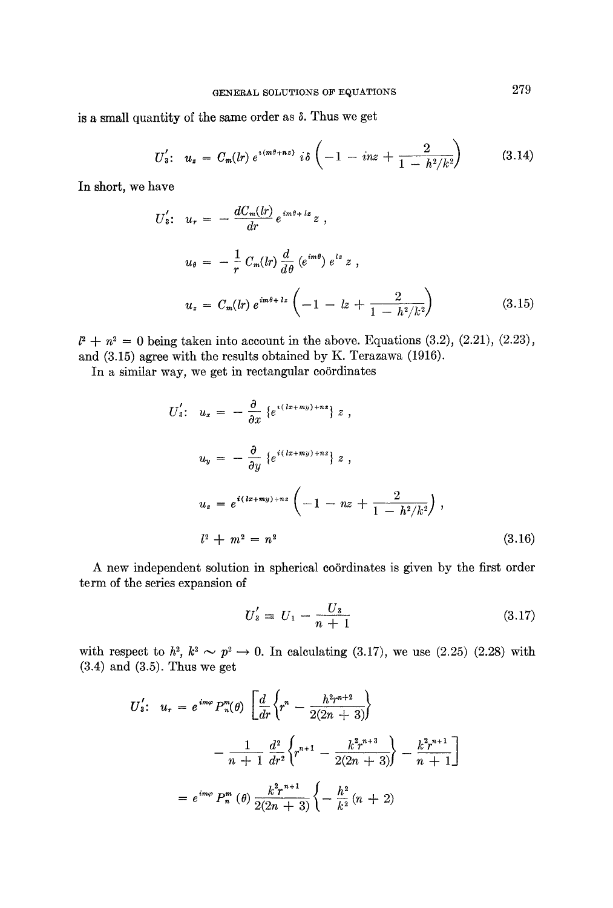is a small quantity of the same order as $\delta$. Thus we get

$$U_3': \quad u_z = C_m(lr)\, e^{i(m\theta+nz)}\, i\delta \left(-1 - inz + \frac{2}{1 - h^2/k^2}\right) \tag{3.14}$$

In short, we have

$$U_3': \quad u_r = -\frac{dC_m(lr)}{dr} e^{im\theta + lz} z,$$

$$u_\theta = -\frac{1}{r} C_m(lr) \frac{d}{d\theta}(e^{im\theta}) e^{lz} z,$$

$$u_z = C_m(lr)\, e^{im\theta + lz}\left(-1 - lz + \frac{2}{1 - h^2/k^2}\right) \tag{3.15}$$

$l^2 + n^2 = 0$ being taken into account in the above. Equations (3.2), (2.21), (2.23), and (3.15) agree with the results obtained by K. Terazawa (1916).

In a similar way, we get in rectangular coördinates

$$U_3': \quad u_x = -\frac{\partial}{\partial x}\{e^{i(lx+my)+nz}\} z,$$

$$u_y = -\frac{\partial}{\partial y}\{e^{i(lx+my)+nz}\} z,$$

$$u_z = e^{i(lx+my)+nz}\left(-1 - nz + \frac{2}{1 - h^2/k^2}\right),$$

$$l^2 + m^2 = n^2 \tag{3.16}$$

A new independent solution in spherical coördinates is given by the first order term of the series expansion of

$$U_3' \equiv U_1 - \frac{U_3}{n+1} \tag{3.17}$$

with respect to $h^2$, $k^2 \sim p^2 \to 0$. In calculating (3.17), we use (2.25) (2.28) with (3.4) and (3.5). Thus we get

$$U_3': \quad u_r = e^{im\varphi} P_n^m(\theta) \left[\frac{d}{dr}\left\{r^n - \frac{h^2 r^{n+2}}{2(2n+3)}\right\} - \frac{1}{n+1}\frac{d^2}{dr^2}\left\{r^{n+1} - \frac{k^2 r^{n+3}}{2(2n+3)}\right\} - \frac{k^2 r^{n+1}}{n+1}\right]$$

$$= e^{im\varphi} P_n^m(\theta) \frac{k^2 r^{n+1}}{2(2n+3)}\left\{-\frac{h^2}{k^2}(n+2)\right.$$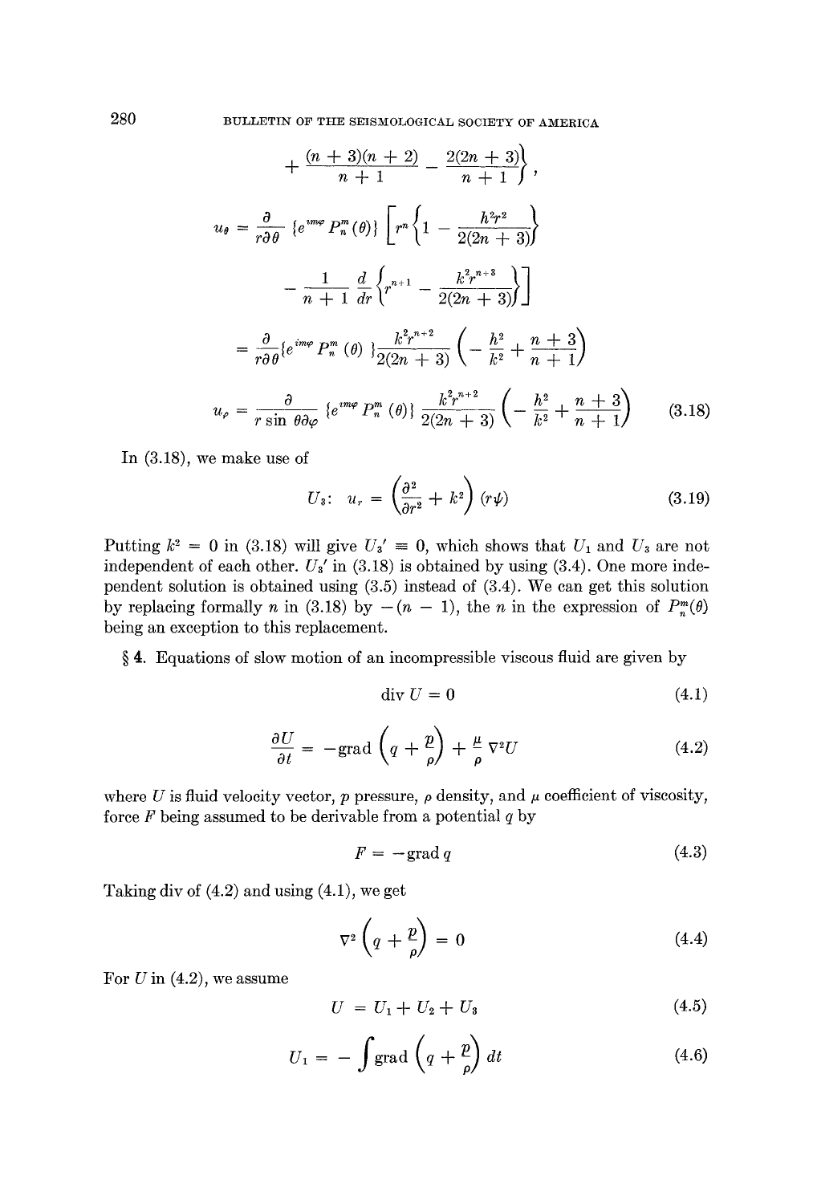$$+ \frac{(n+3)(n+2)}{n+1} - \frac{2(2n+3)}{n+1}\Bigg\},$$

$$u_\theta = \frac{\partial}{r\partial\theta}\{e^{im\varphi}P_n^m(\theta)\}\left[r^n\left\{1 - \frac{h^2r^2}{2(2n+3)}\right\}\right.$$

$$\left. - \frac{1}{n+1}\frac{d}{dr}\left\{r^{n+1} - \frac{k^2r^{n+3}}{2(2n+3)}\right\}\right]$$

$$= \frac{\partial}{r\partial\theta}\{e^{im\varphi}P_n^m(\theta)\}\frac{k^2r^{n+2}}{2(2n+3)}\left(-\frac{h^2}{k^2} + \frac{n+3}{n+1}\right)$$

$$u_\varphi = \frac{\partial}{r\sin\theta\partial\varphi}\{e^{im\varphi}P_n^m(\theta)\}\frac{k^2r^{n+2}}{2(2n+3)}\left(-\frac{h^2}{k^2} + \frac{n+3}{n+1}\right) \tag{3.18}$$

In (3.18), we make use of

$$U_3\colon\ u_r = \left(\frac{\partial^2}{\partial r^2} + k^2\right)(r\psi) \tag{3.19}$$

Putting $k^2 = 0$ in (3.18) will give $U_3' \equiv 0$, which shows that $U_1$ and $U_3$ are not independent of each other. $U_3'$ in (3.18) is obtained by using (3.4). One more independent solution is obtained using (3.5) instead of (3.4). We can get this solution by replacing formally $n$ in (3.18) by $-(n-1)$, the $n$ in the expression of $P_n^m(\theta)$ being an exception to this replacement.

§ 4. Equations of slow motion of an incompressible viscous fluid are given by

$$\operatorname{div} U = 0 \tag{4.1}$$

$$\frac{\partial U}{\partial t} = -\operatorname{grad}\left(q + \frac{p}{\rho}\right) + \frac{\mu}{\rho}\nabla^2 U \tag{4.2}$$

where $U$ is fluid velocity vector, $p$ pressure, $\rho$ density, and $\mu$ coefficient of viscosity, force $F$ being assumed to be derivable from a potential $q$ by

$$F = -\operatorname{grad} q \tag{4.3}$$

Taking div of (4.2) and using (4.1), we get

$$\nabla^2\left(q + \frac{p}{\rho}\right) = 0 \tag{4.4}$$

For $U$ in (4.2), we assume

$$U = U_1 + U_2 + U_3 \tag{4.5}$$

$$U_1 = -\int \operatorname{grad}\left(q + \frac{p}{\rho}\right)dt \tag{4.6}$$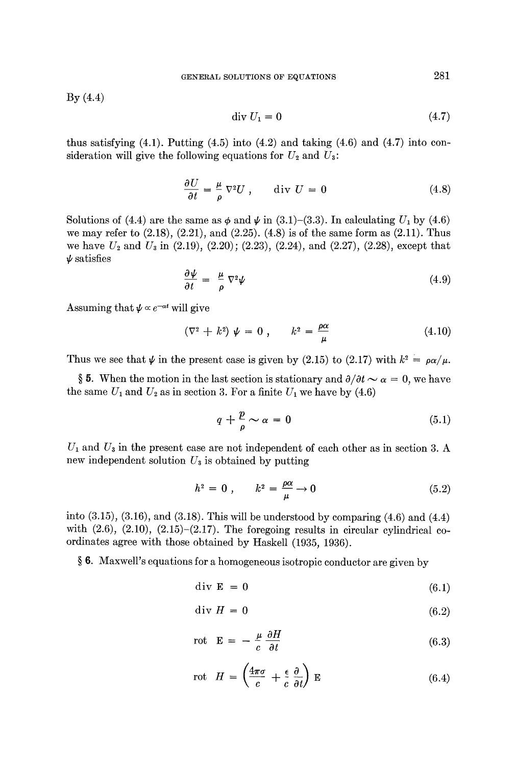By (4.4)

$$\text{div } U_1 = 0 \tag{4.7}$$

thus satisfying (4.1). Putting (4.5) into (4.2) and taking (4.6) and (4.7) into consideration will give the following equations for $U_2$ and $U_3$:

$$\frac{\partial U}{\partial t} = \frac{\mu}{\rho} \nabla^2 U , \qquad \text{div } U = 0 \tag{4.8}$$

Solutions of (4.4) are the same as $\phi$ and $\psi$ in (3.1)–(3.3). In calculating $U_1$ by (4.6) we may refer to (2.18), (2.21), and (2.25). (4.8) is of the same form as (2.11). Thus we have $U_2$ and $U_3$ in (2.19), (2.20); (2.23), (2.24), and (2.27), (2.28), except that $\psi$ satisfies

$$\frac{\partial \psi}{\partial t} = \frac{\mu}{\rho} \nabla^2 \psi \tag{4.9}$$

Assuming that $\psi \propto e^{-\alpha t}$ will give

$$(\nabla^2 + k^2)\, \psi = 0 , \qquad k^2 = \frac{\rho \alpha}{\mu} \tag{4.10}$$

Thus we see that $\psi$ in the present case is given by (2.15) to (2.17) with $k^2 = \rho\alpha/\mu$.

§ **5.** When the motion in the last section is stationary and $\partial/\partial t \sim \alpha = 0$, we have the same $U_1$ and $U_2$ as in section 3. For a finite $U_1$ we have by (4.6)

$$q + \frac{p}{\rho} \sim \alpha = 0 \tag{5.1}$$

$U_1$ and $U_3$ in the present case are not independent of each other as in section 3. A new independent solution $U_3$ is obtained by putting

$$h^2 = 0 , \qquad k^2 = \frac{\rho \alpha}{\mu} \to 0 \tag{5.2}$$

into (3.15), (3.16), and (3.18). This will be understood by comparing (4.6) and (4.4) with (2.6), (2.10), (2.15)–(2.17). The foregoing results in circular cylindrical coordinates agree with those obtained by Haskell (1935, 1936).

§ **6.** Maxwell's equations for a homogeneous isotropic conductor are given by

$$\text{div } \mathrm{E} = 0 \tag{6.1}$$

$$\text{div } H = 0 \tag{6.2}$$

$$\text{rot } \mathrm{E} = -\frac{\mu}{c} \frac{\partial H}{\partial t} \tag{6.3}$$

$$\text{rot } H = \left( \frac{4\pi\sigma}{c} + \frac{\epsilon}{c} \frac{\partial}{\partial t} \right) \mathrm{E} \tag{6.4}$$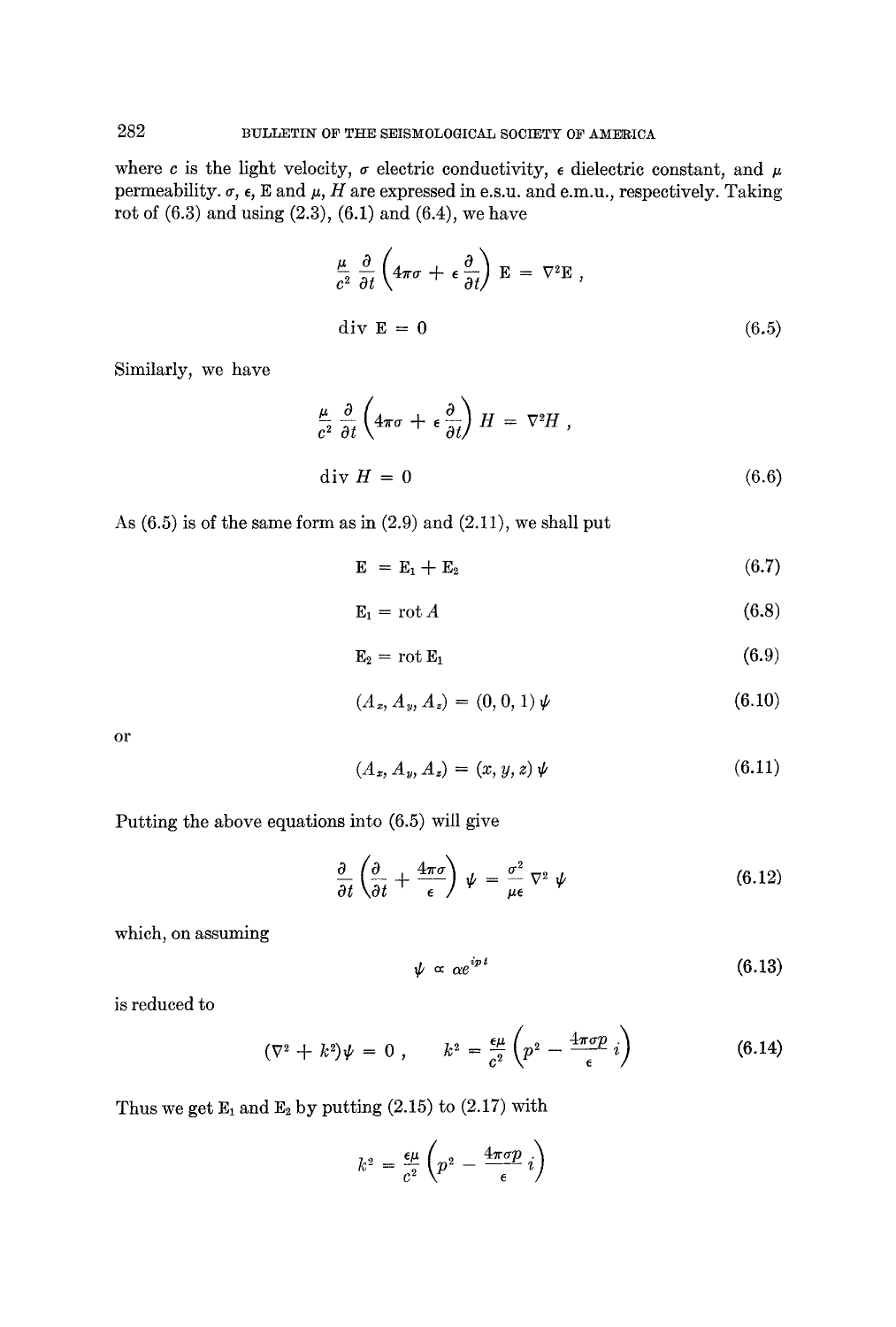where $c$ is the light velocity, $\sigma$ electric conductivity, $\epsilon$ dielectric constant, and $\mu$ permeability. $\sigma$, $\epsilon$, E and $\mu$, $H$ are expressed in e.s.u. and e.m.u., respectively. Taking rot of (6.3) and using (2.3), (6.1) and (6.4), we have

$$\frac{\mu}{c^2}\frac{\partial}{\partial t}\left(4\pi\sigma + \epsilon\frac{\partial}{\partial t}\right)\mathrm{E} = \nabla^2\mathrm{E}\,,$$

$$\operatorname{div}\mathrm{E} = 0 \tag{6.5}$$

Similarly, we have

$$\frac{\mu}{c^2}\frac{\partial}{\partial t}\left(4\pi\sigma + \epsilon\frac{\partial}{\partial t}\right)H = \nabla^2 H\,,$$

$$\operatorname{div} H = 0 \tag{6.6}$$

As (6.5) is of the same form as in (2.9) and (2.11), we shall put

$$\mathrm{E} = \mathrm{E}_1 + \mathrm{E}_2 \tag{6.7}$$

$$\mathrm{E}_1 = \operatorname{rot} A \tag{6.8}$$

$$\mathrm{E}_2 = \operatorname{rot} \mathrm{E}_1 \tag{6.9}$$

$$(A_x, A_y, A_z) = (0, 0, 1)\,\psi \tag{6.10}$$

or

$$(A_x, A_y, A_z) = (x, y, z)\,\psi \tag{6.11}$$

Putting the above equations into (6.5) will give

$$\frac{\partial}{\partial t}\left(\frac{\partial}{\partial t} + \frac{4\pi\sigma}{\epsilon}\right)\psi = \frac{\sigma^2}{\mu\epsilon}\nabla^2\psi \tag{6.12}$$

which, on assuming

$$\psi \propto \alpha e^{ipt} \tag{6.13}$$

is reduced to

$$(\nabla^2 + k^2)\psi = 0\,, \qquad k^2 = \frac{\epsilon\mu}{c^2}\left(p^2 - \frac{4\pi\sigma p}{\epsilon}\,i\right) \tag{6.14}$$

Thus we get $\mathrm{E}_1$ and $\mathrm{E}_2$ by putting (2.15) to (2.17) with

$$k^2 = \frac{\epsilon\mu}{c^2}\left(p^2 - \frac{4\pi\sigma p}{\epsilon}\,i\right)$$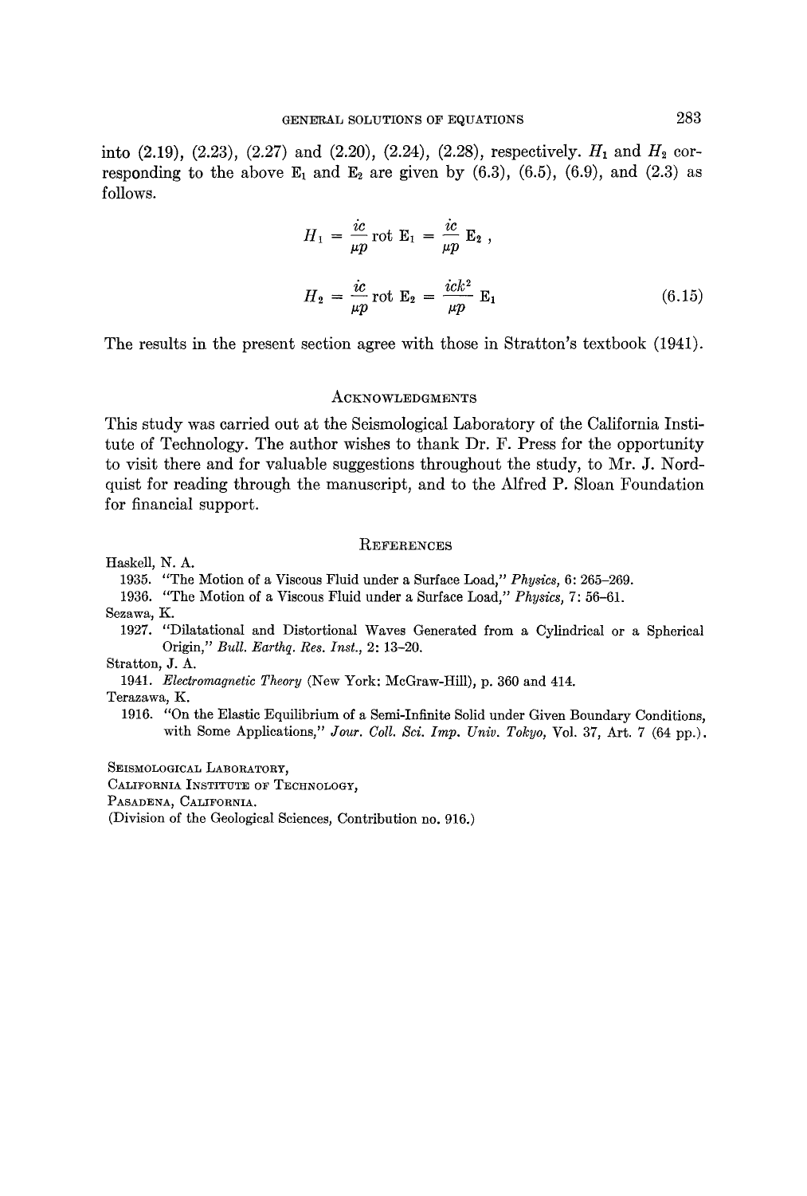into (2.19), (2.23), (2.27) and (2.20), (2.24), (2.28), respectively. $H_1$ and $H_2$ corresponding to the above $E_1$ and $E_2$ are given by (6.3), (6.5), (6.9), and (2.3) as follows.

$$H_1 = \frac{ic}{\mu p} \operatorname{rot} E_1 = \frac{ic}{\mu p} E_2 ,$$

$$H_2 = \frac{ic}{\mu p} \operatorname{rot} E_2 = \frac{ick^2}{\mu p} E_1 \tag{6.15}$$

The results in the present section agree with those in Stratton's textbook (1941).

## Acknowledgments

This study was carried out at the Seismological Laboratory of the California Institute of Technology. The author wishes to thank Dr. F. Press for the opportunity to visit there and for valuable suggestions throughout the study, to Mr. J. Nordquist for reading through the manuscript, and to the Alfred P. Sloan Foundation for financial support.

## References

Haskell, N. A.

1935. "The Motion of a Viscous Fluid under a Surface Load," *Physics*, 6: 265–269.

1936. "The Motion of a Viscous Fluid under a Surface Load," *Physics*, 7: 56–61.

Sezawa, K.

1927. "Dilatational and Distortional Waves Generated from a Cylindrical or a Spherical Origin," *Bull. Earthq. Res. Inst.*, 2: 13–20.

Stratton, J. A.

1941. *Electromagnetic Theory* (New York: McGraw-Hill), p. 360 and 414.

Terazawa, K.

1916. "On the Elastic Equilibrium of a Semi-Infinite Solid under Given Boundary Conditions, with Some Applications," *Jour. Coll. Sci. Imp. Univ. Tokyo*, Vol. 37, Art. 7 (64 pp.).

Seismological Laboratory,
California Institute of Technology,
Pasadena, California.
(Division of the Geological Sciences, Contribution no. 916.)